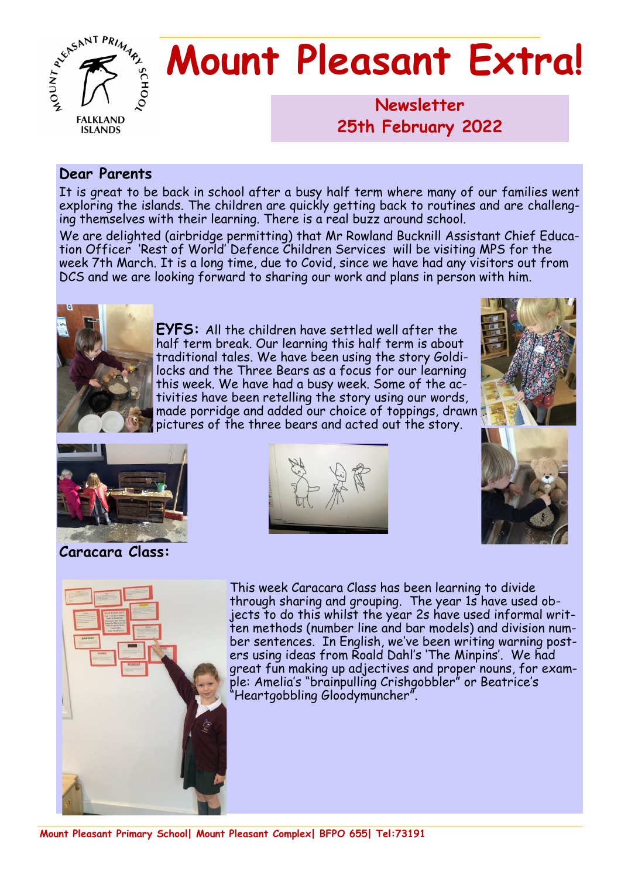# Mount Pleasant Extra!

**Newsletter**
**25th February 2022**

## Dear Parents

It is great to be back in school after a busy half term where many of our families went exploring the islands. The children are quickly getting back to routines and are challenging themselves with their learning. There is a real buzz around school.

We are delighted (airbridge permitting) that Mr Rowland Bucknill Assistant Chief Education Officer 'Rest of World' Defence Children Services will be visiting MPS for the week 7th March. It is a long time, due to Covid, since we have had any visitors out from DCS and we are looking forward to sharing our work and plans in person with him.

**EYFS:** All the children have settled well after the half term break. Our learning this half term is about traditional tales. We have been using the story Goldilocks and the Three Bears as a focus for our learning this week. We have had a busy week. Some of the activities have been retelling the story using our words, made porridge and added our choice of toppings, drawn pictures of the three bears and acted out the story.

## Caracara Class:

This week Caracara Class has been learning to divide through sharing and grouping. The year 1s have used objects to do this whilst the year 2s have used informal written methods (number line and bar models) and division number sentences. In English, we've been writing warning posters using ideas from Roald Dahl's 'The Minpins'. We had great fun making up adjectives and proper nouns, for example: Amelia's "brainpulling Crishgobbler" or Beatrice's "Heartgobbling Gloodymuncher".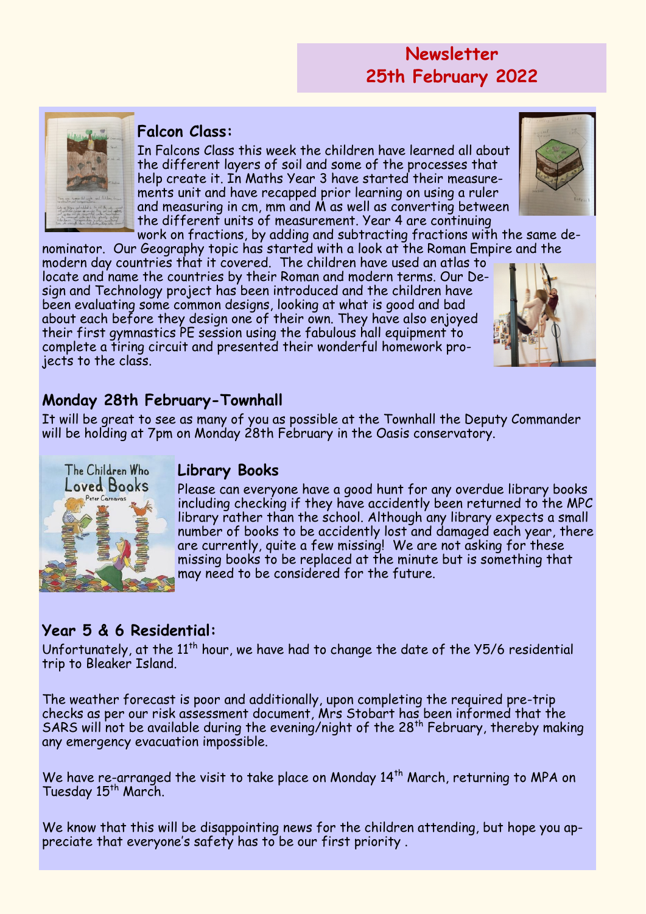## Newsletter
## 25th February 2022

### Falcon Class:

In Falcons Class this week the children have learned all about the different layers of soil and some of the processes that help create it. In Maths Year 3 have started their measurements unit and have recapped prior learning on using a ruler and measuring in cm, mm and M as well as converting between the different units of measurement. Year 4 are continuing work on fractions, by adding and subtracting fractions with the same denominator. Our Geography topic has started with a look at the Roman Empire and the modern day countries that it covered. The children have used an atlas to locate and name the countries by their Roman and modern terms. Our Design and Technology project has been introduced and the children have been evaluating some common designs, looking at what is good and bad about each before they design one of their own. They have also enjoyed their first gymnastics PE session using the fabulous hall equipment to complete a tiring circuit and presented their wonderful homework projects to the class.

### Monday 28th February-Townhall

It will be great to see as many of you as possible at the Townhall the Deputy Commander will be holding at 7pm on Monday 28th February in the Oasis conservatory.

### Library Books

Please can everyone have a good hunt for any overdue library books including checking if they have accidently been returned to the MPC library rather than the school. Although any library expects a small number of books to be accidently lost and damaged each year, there are currently, quite a few missing! We are not asking for these missing books to be replaced at the minute but is something that may need to be considered for the future.

### Year 5 & 6 Residential:

Unfortunately, at the 11th hour, we have had to change the date of the Y5/6 residential trip to Bleaker Island.

The weather forecast is poor and additionally, upon completing the required pre-trip checks as per our risk assessment document, Mrs Stobart has been informed that the SARS will not be available during the evening/night of the 28th February, thereby making any emergency evacuation impossible.

We have re-arranged the visit to take place on Monday 14th March, returning to MPA on Tuesday 15th March.

We know that this will be disappointing news for the children attending, but hope you appreciate that everyone's safety has to be our first priority .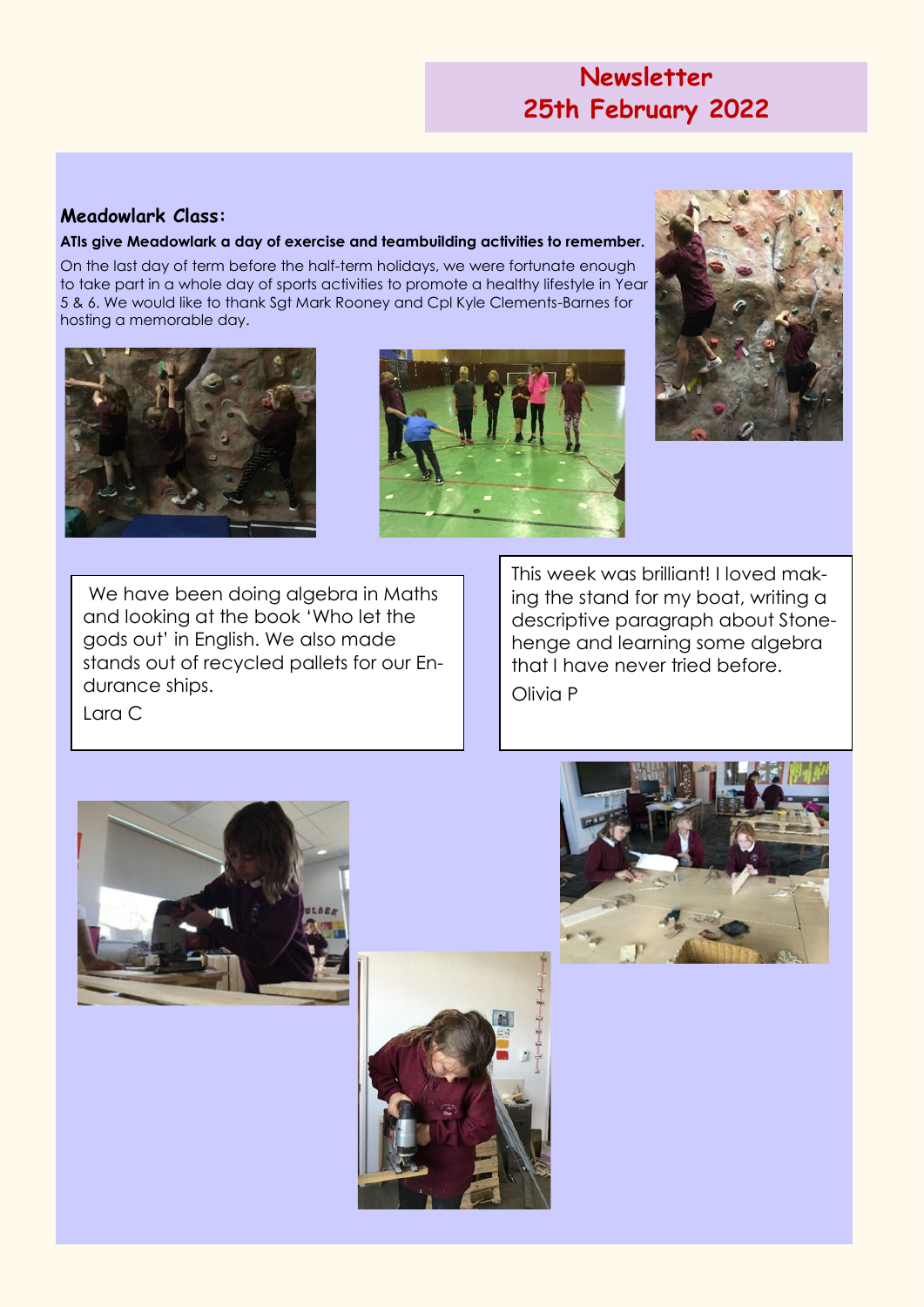# Newsletter
# 25th February 2022

## Meadowlark Class:

**ATIs give Meadowlark a day of exercise and teambuilding activities to remember.**

On the last day of term before the half-term holidays, we were fortunate enough to take part in a whole day of sports activities to promote a healthy lifestyle in Year 5 & 6. We would like to thank Sgt Mark Rooney and Cpl Kyle Clements-Barnes for hosting a memorable day.

We have been doing algebra in Maths and looking at the book 'Who let the gods out' in English. We also made stands out of recycled pallets for our Endurance ships.

Lara C

This week was brilliant! I loved making the stand for my boat, writing a descriptive paragraph about Stonehenge and learning some algebra that I have never tried before.

Olivia P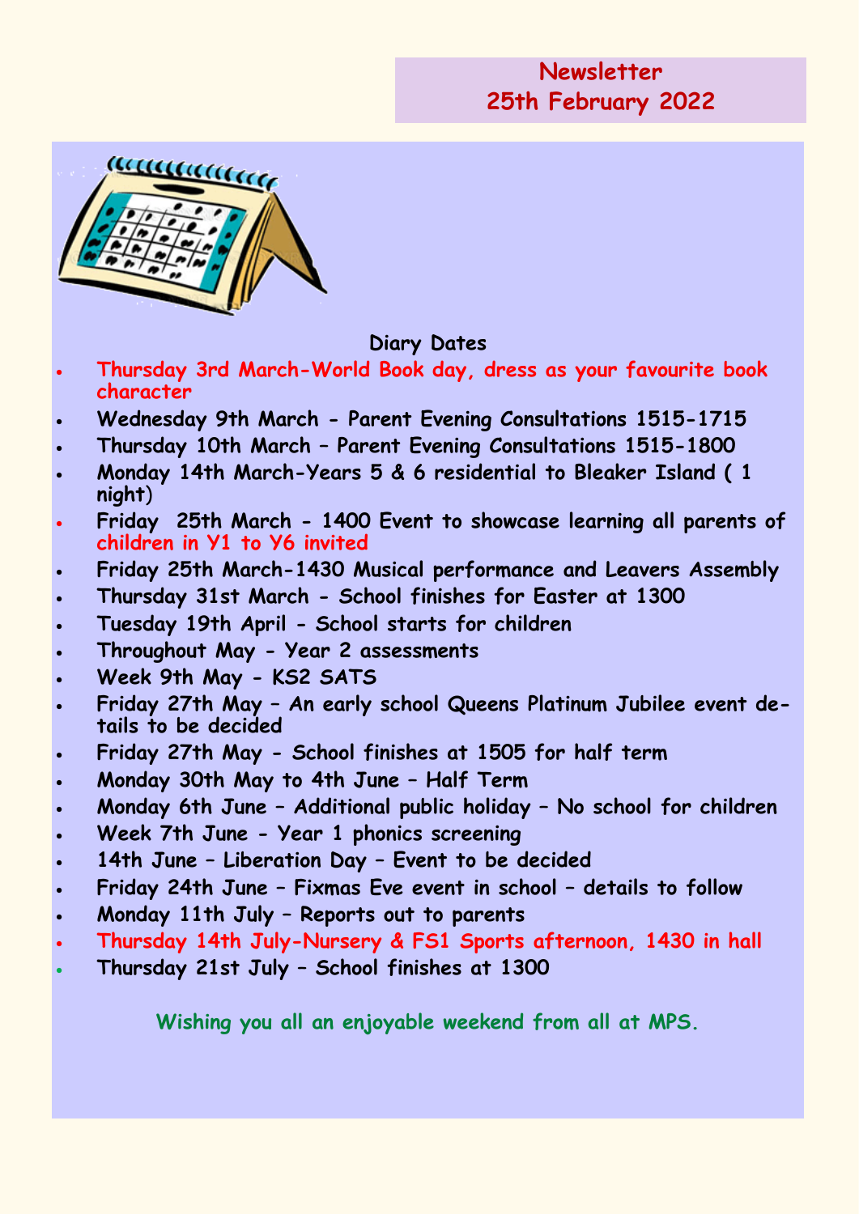# Newsletter
# 25th February 2022

## Diary Dates

- Thursday 3rd March-World Book day, dress as your favourite book character
- Wednesday 9th March - Parent Evening Consultations 1515-1715
- Thursday 10th March – Parent Evening Consultations 1515-1800
- Monday 14th March-Years 5 & 6 residential to Bleaker Island ( 1 night)
- Friday 25th March - 1400 Event to showcase learning all parents of children in Y1 to Y6 invited
- Friday 25th March-1430 Musical performance and Leavers Assembly
- Thursday 31st March - School finishes for Easter at 1300
- Tuesday 19th April - School starts for children
- Throughout May - Year 2 assessments
- Week 9th May - KS2 SATS
- Friday 27th May – An early school Queens Platinum Jubilee event details to be decided
- Friday 27th May - School finishes at 1505 for half term
- Monday 30th May to 4th June – Half Term
- Monday 6th June – Additional public holiday – No school for children
- Week 7th June - Year 1 phonics screening
- 14th June – Liberation Day – Event to be decided
- Friday 24th June – Fixmas Eve event in school – details to follow
- Monday 11th July – Reports out to parents
- Thursday 14th July-Nursery & FS1 Sports afternoon, 1430 in hall
- Thursday 21st July – School finishes at 1300

Wishing you all an enjoyable weekend from all at MPS.